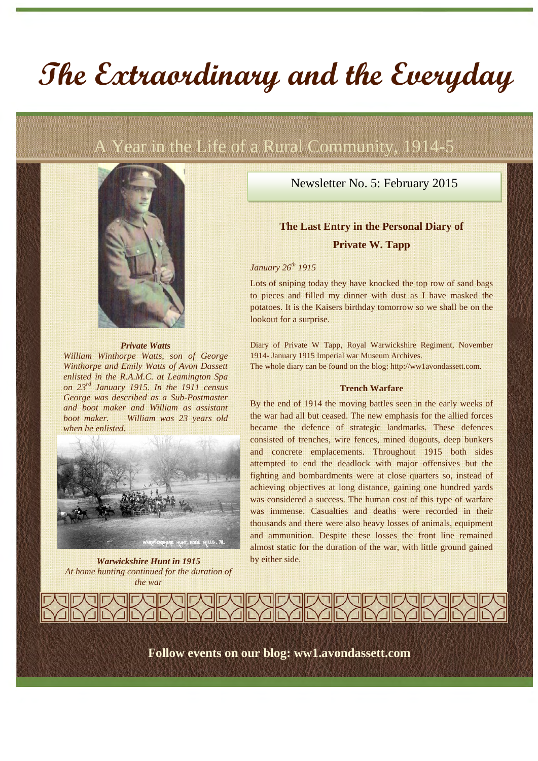# The Extraordinary and the Everyday

## A Year in the Life of a Rural Community, 1914-5

Newsletter No. 5: February 2015

***Private Watts***

*William Winthorpe Watts, son of George Winthorpe and Emily Watts of Avon Dassett enlisted in the R.A.M.C. at Leamington Spa on 23rd January 1915. In the 1911 census George was described as a Sub-Postmaster and boot maker and William as assistant boot maker. William was 23 years old when he enlisted.*

***Warwickshire Hunt in 1915***

*At home hunting continued for the duration of the war*

### The Last Entry in the Personal Diary of Private W. Tapp

*January 26th 1915*

Lots of sniping today they have knocked the top row of sand bags to pieces and filled my dinner with dust as I have masked the potatoes. It is the Kaisers birthday tomorrow so we shall be on the lookout for a surprise.

Diary of Private W Tapp, Royal Warwickshire Regiment, November 1914- January 1915 Imperial war Museum Archives.
The whole diary can be found on the blog: http://ww1avondassett.com.

### Trench Warfare

By the end of 1914 the moving battles seen in the early weeks of the war had all but ceased. The new emphasis for the allied forces became the defence of strategic landmarks. These defences consisted of trenches, wire fences, mined dugouts, deep bunkers and concrete emplacements. Throughout 1915 both sides attempted to end the deadlock with major offensives but the fighting and bombardments were at close quarters so, instead of achieving objectives at long distance, gaining one hundred yards was considered a success. The human cost of this type of warfare was immense. Casualties and deaths were recorded in their thousands and there were also heavy losses of animals, equipment and ammunition. Despite these losses the front line remained almost static for the duration of the war, with little ground gained by either side.

**Follow events on our blog: ww1.avondassett.com**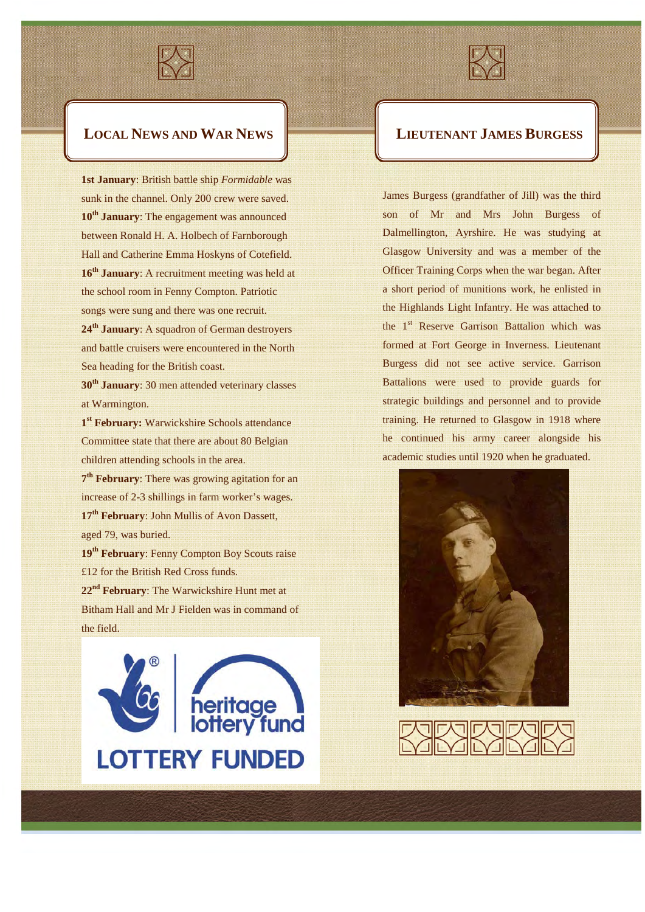## Local News and War News

**1st January**: British battle ship *Formidable* was sunk in the channel. Only 200 crew were saved.

**10th January**: The engagement was announced between Ronald H. A. Holbech of Farnborough Hall and Catherine Emma Hoskyns of Cotefield.

**16th January**: A recruitment meeting was held at the school room in Fenny Compton. Patriotic songs were sung and there was one recruit.

**24th January**: A squadron of German destroyers and battle cruisers were encountered in the North Sea heading for the British coast.

**30th January**: 30 men attended veterinary classes at Warmington.

**1st February:** Warwickshire Schools attendance Committee state that there are about 80 Belgian children attending schools in the area.

**7th February**: There was growing agitation for an increase of 2-3 shillings in farm worker's wages.

**17th February**: John Mullis of Avon Dassett, aged 79, was buried.

**19th February**: Fenny Compton Boy Scouts raise £12 for the British Red Cross funds.

**22nd February**: The Warwickshire Hunt met at Bitham Hall and Mr J Fielden was in command of the field.

heritage lottery fund

LOTTERY FUNDED

## Lieutenant James Burgess

James Burgess (grandfather of Jill) was the third son of Mr and Mrs John Burgess of Dalmellington, Ayrshire. He was studying at Glasgow University and was a member of the Officer Training Corps when the war began. After a short period of munitions work, he enlisted in the Highlands Light Infantry. He was attached to the 1st Reserve Garrison Battalion which was formed at Fort George in Inverness. Lieutenant Burgess did not see active service. Garrison Battalions were used to provide guards for strategic buildings and personnel and to provide training. He returned to Glasgow in 1918 where he continued his army career alongside his academic studies until 1920 when he graduated.